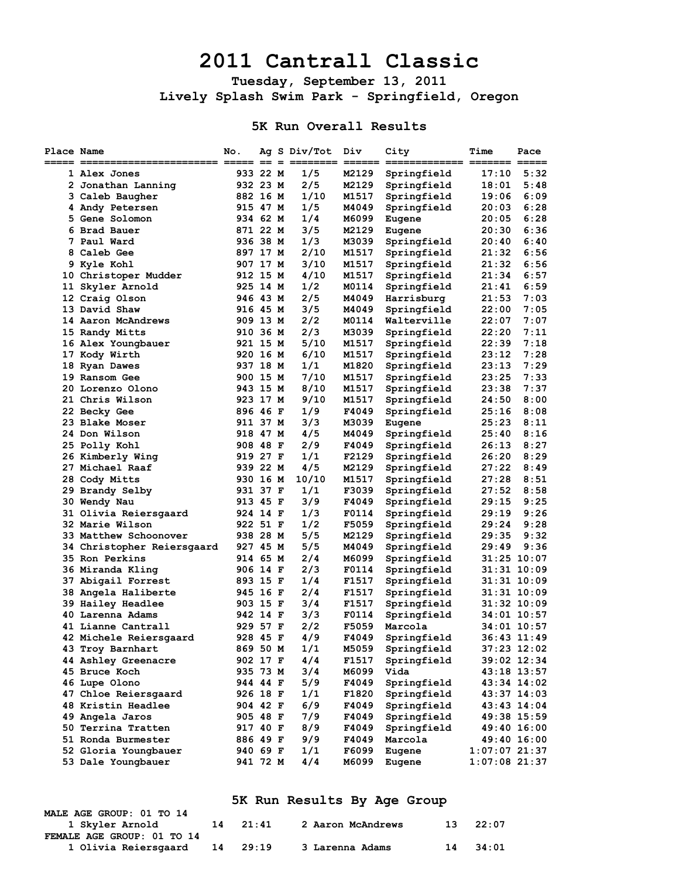# 2011 Cantrall Classic

### Tuesday, September 13, 2011
### Lively Splash Swim Park - Springfield, Oregon

## 5K Run Overall Results

| Place | Name | No. | Ag | S | Div/Tot | Div | City | Time | Pace |
|---|---|---|---|---|---|---|---|---|---|
| 1 | Alex Jones | 933 | 22 | M | 1/5 | M2129 | Springfield | 17:10 | 5:32 |
| 2 | Jonathan Lanning | 932 | 23 | M | 2/5 | M2129 | Springfield | 18:01 | 5:48 |
| 3 | Caleb Baugher | 882 | 16 | M | 1/10 | M1517 | Springfield | 19:06 | 6:09 |
| 4 | Andy Petersen | 915 | 47 | M | 1/5 | M4049 | Springfield | 20:03 | 6:28 |
| 5 | Gene Solomon | 934 | 62 | M | 1/4 | M6099 | Eugene | 20:05 | 6:28 |
| 6 | Brad Bauer | 871 | 22 | M | 3/5 | M2129 | Eugene | 20:30 | 6:36 |
| 7 | Paul Ward | 936 | 38 | M | 1/3 | M3039 | Springfield | 20:40 | 6:40 |
| 8 | Caleb Gee | 897 | 17 | M | 2/10 | M1517 | Springfield | 21:32 | 6:56 |
| 9 | Kyle Kohl | 907 | 17 | M | 3/10 | M1517 | Springfield | 21:32 | 6:56 |
| 10 | Christoper Mudder | 912 | 15 | M | 4/10 | M1517 | Springfield | 21:34 | 6:57 |
| 11 | Skyler Arnold | 925 | 14 | M | 1/2 | M0114 | Springfield | 21:41 | 6:59 |
| 12 | Craig Olson | 946 | 43 | M | 2/5 | M4049 | Harrisburg | 21:53 | 7:03 |
| 13 | David Shaw | 916 | 45 | M | 3/5 | M4049 | Springfield | 22:00 | 7:05 |
| 14 | Aaron McAndrews | 909 | 13 | M | 2/2 | M0114 | Walterville | 22:07 | 7:07 |
| 15 | Randy Mitts | 910 | 36 | M | 2/3 | M3039 | Springfield | 22:20 | 7:11 |
| 16 | Alex Youngbauer | 921 | 15 | M | 5/10 | M1517 | Springfield | 22:39 | 7:18 |
| 17 | Kody Wirth | 920 | 16 | M | 6/10 | M1517 | Springfield | 23:12 | 7:28 |
| 18 | Ryan Dawes | 937 | 18 | M | 1/1 | M1820 | Springfield | 23:13 | 7:29 |
| 19 | Ransom Gee | 900 | 15 | M | 7/10 | M1517 | Springfield | 23:25 | 7:33 |
| 20 | Lorenzo Olono | 943 | 15 | M | 8/10 | M1517 | Springfield | 23:38 | 7:37 |
| 21 | Chris Wilson | 923 | 17 | M | 9/10 | M1517 | Springfield | 24:50 | 8:00 |
| 22 | Becky Gee | 896 | 46 | F | 1/9 | F4049 | Springfield | 25:16 | 8:08 |
| 23 | Blake Moser | 911 | 37 | M | 3/3 | M3039 | Eugene | 25:23 | 8:11 |
| 24 | Don Wilson | 918 | 47 | M | 4/5 | M4049 | Springfield | 25:40 | 8:16 |
| 25 | Polly Kohl | 908 | 48 | F | 2/9 | F4049 | Springfield | 26:13 | 8:27 |
| 26 | Kimberly Wing | 919 | 27 | F | 1/1 | F2129 | Springfield | 26:20 | 8:29 |
| 27 | Michael Raaf | 939 | 22 | M | 4/5 | M2129 | Springfield | 27:22 | 8:49 |
| 28 | Cody Mitts | 930 | 16 | M | 10/10 | M1517 | Springfield | 27:28 | 8:51 |
| 29 | Brandy Selby | 931 | 37 | F | 1/1 | F3039 | Springfield | 27:52 | 8:58 |
| 30 | Wendy Nau | 913 | 45 | F | 3/9 | F4049 | Springfield | 29:15 | 9:25 |
| 31 | Olivia Reiersgaard | 924 | 14 | F | 1/3 | F0114 | Springfield | 29:19 | 9:26 |
| 32 | Marie Wilson | 922 | 51 | F | 1/2 | F5059 | Springfield | 29:24 | 9:28 |
| 33 | Matthew Schoonover | 938 | 28 | M | 5/5 | M2129 | Springfield | 29:35 | 9:32 |
| 34 | Christopher Reiersgaard | 927 | 45 | M | 5/5 | M4049 | Springfield | 29:49 | 9:36 |
| 35 | Ron Perkins | 914 | 65 | M | 2/4 | M6099 | Springfield | 31:25 | 10:07 |
| 36 | Miranda Kling | 906 | 14 | F | 2/3 | F0114 | Springfield | 31:31 | 10:09 |
| 37 | Abigail Forrest | 893 | 15 | F | 1/4 | F1517 | Springfield | 31:31 | 10:09 |
| 38 | Angela Haliberte | 945 | 16 | F | 2/4 | F1517 | Springfield | 31:31 | 10:09 |
| 39 | Hailey Headlee | 903 | 15 | F | 3/4 | F1517 | Springfield | 31:32 | 10:09 |
| 40 | Larenna Adams | 942 | 14 | F | 3/3 | F0114 | Springfield | 34:01 | 10:57 |
| 41 | Lianne Cantrall | 929 | 57 | F | 2/2 | F5059 | Marcola | 34:01 | 10:57 |
| 42 | Michele Reiersgaard | 928 | 45 | F | 4/9 | F4049 | Springfield | 36:43 | 11:49 |
| 43 | Troy Barnhart | 869 | 50 | M | 1/1 | M5059 | Springfield | 37:23 | 12:02 |
| 44 | Ashley Greenacre | 902 | 17 | F | 4/4 | F1517 | Springfield | 39:02 | 12:34 |
| 45 | Bruce Koch | 935 | 73 | M | 3/4 | M6099 | Vida | 43:18 | 13:57 |
| 46 | Lupe Olono | 944 | 44 | F | 5/9 | F4049 | Springfield | 43:34 | 14:02 |
| 47 | Chloe Reiersgaard | 926 | 18 | F | 1/1 | F1820 | Springfield | 43:37 | 14:03 |
| 48 | Kristin Headlee | 904 | 42 | F | 6/9 | F4049 | Springfield | 43:43 | 14:04 |
| 49 | Angela Jaros | 905 | 48 | F | 7/9 | F4049 | Springfield | 49:38 | 15:59 |
| 50 | Terrina Tratten | 917 | 40 | F | 8/9 | F4049 | Springfield | 49:40 | 16:00 |
| 51 | Ronda Burmester | 886 | 49 | F | 9/9 | F4049 | Marcola | 49:40 | 16:00 |
| 52 | Gloria Youngbauer | 940 | 69 | F | 1/1 | F6099 | Eugene | 1:07:07 | 21:37 |
| 53 | Dale Youngbauer | 941 | 72 | M | 4/4 | M6099 | Eugene | 1:07:08 | 21:37 |

## 5K Run Results By Age Group

MALE AGE GROUP: 01 TO 14

| Place | Name | Age | Time | Place | Name | Age | Time |
|---|---|---|---|---|---|---|---|
| 1 | Skyler Arnold | 14 | 21:41 | 2 | Aaron McAndrews | 13 | 22:07 |

FEMALE AGE GROUP: 01 TO 14

| Place | Name | Age | Time | Place | Name | Age | Time |
|---|---|---|---|---|---|---|---|
| 1 | Olivia Reiersgaard | 14 | 29:19 | 3 | Larenna Adams | 14 | 34:01 |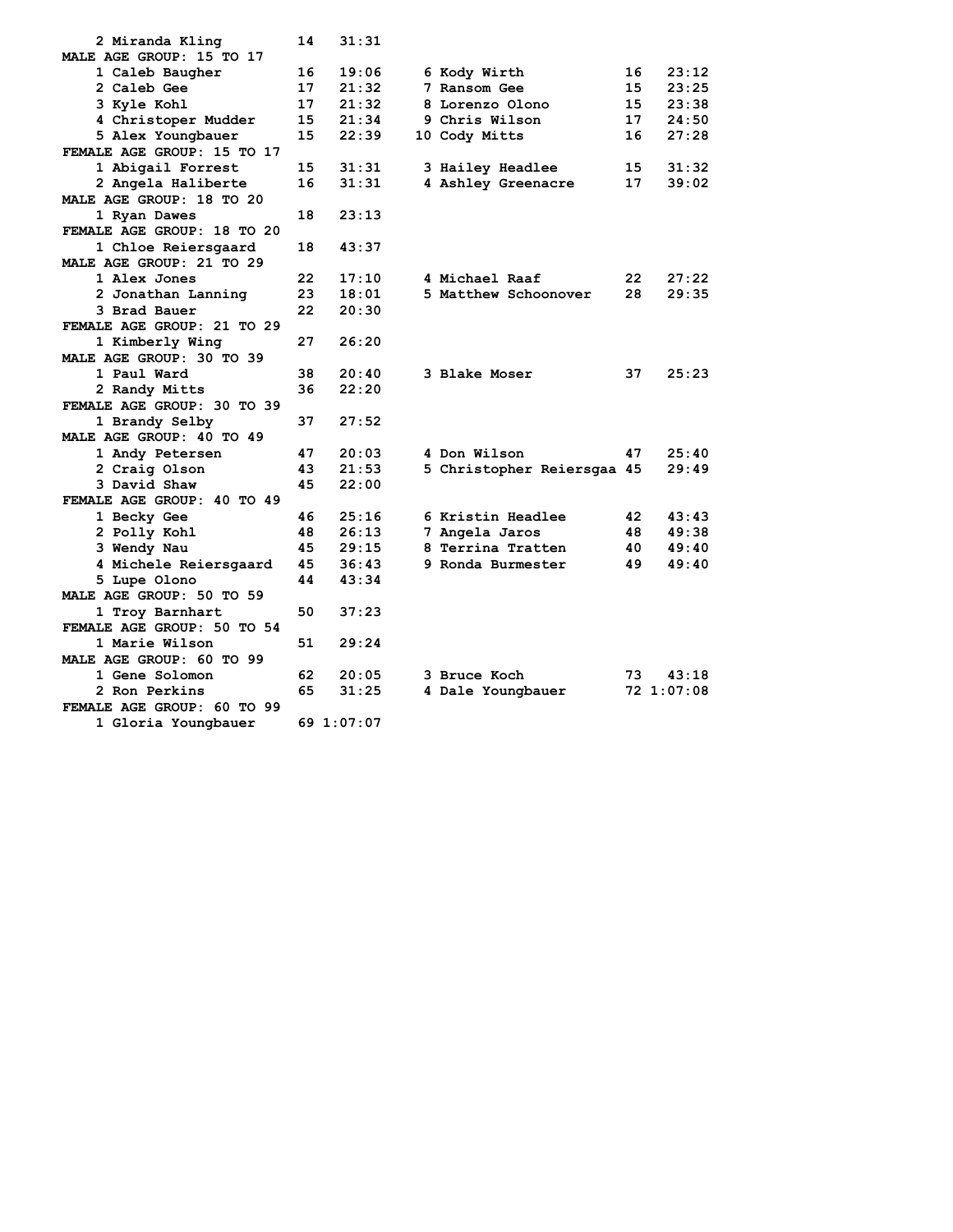| | | | | | |
|---|---|---|---|---|---|
| 2 Miranda Kling | 14 | 31:31 | | | |

**MALE AGE GROUP: 15 TO 17**

| | | |
|---|---|---|
| 1 Caleb Baugher | 16 | 19:06 |
| 2 Caleb Gee | 17 | 21:32 |
| 3 Kyle Kohl | 17 | 21:32 |
| 4 Christoper Mudder | 15 | 21:34 |
| 5 Alex Youngbauer | 15 | 22:39 |
| 6 Kody Wirth | 16 | 23:12 |
| 7 Ransom Gee | 15 | 23:25 |
| 8 Lorenzo Olono | 15 | 23:38 |
| 9 Chris Wilson | 17 | 24:50 |
| 10 Cody Mitts | 16 | 27:28 |

**FEMALE AGE GROUP: 15 TO 17**

| | | |
|---|---|---|
| 1 Abigail Forrest | 15 | 31:31 |
| 2 Angela Haliberte | 16 | 31:31 |
| 3 Hailey Headlee | 15 | 31:32 |
| 4 Ashley Greenacre | 17 | 39:02 |

**MALE AGE GROUP: 18 TO 20**

| | | |
|---|---|---|
| 1 Ryan Dawes | 18 | 23:13 |

**FEMALE AGE GROUP: 18 TO 20**

| | | |
|---|---|---|
| 1 Chloe Reiersgaard | 18 | 43:37 |

**MALE AGE GROUP: 21 TO 29**

| | | |
|---|---|---|
| 1 Alex Jones | 22 | 17:10 |
| 2 Jonathan Lanning | 23 | 18:01 |
| 3 Brad Bauer | 22 | 20:30 |
| 4 Michael Raaf | 22 | 27:22 |
| 5 Matthew Schoonover | 28 | 29:35 |

**FEMALE AGE GROUP: 21 TO 29**

| | | |
|---|---|---|
| 1 Kimberly Wing | 27 | 26:20 |

**MALE AGE GROUP: 30 TO 39**

| | | |
|---|---|---|
| 1 Paul Ward | 38 | 20:40 |
| 2 Randy Mitts | 36 | 22:20 |
| 3 Blake Moser | 37 | 25:23 |

**FEMALE AGE GROUP: 30 TO 39**

| | | |
|---|---|---|
| 1 Brandy Selby | 37 | 27:52 |

**MALE AGE GROUP: 40 TO 49**

| | | |
|---|---|---|
| 1 Andy Petersen | 47 | 20:03 |
| 2 Craig Olson | 43 | 21:53 |
| 3 David Shaw | 45 | 22:00 |
| 4 Don Wilson | 47 | 25:40 |
| 5 Christopher Reiersgaa | 45 | 29:49 |

**FEMALE AGE GROUP: 40 TO 49**

| | | |
|---|---|---|
| 1 Becky Gee | 46 | 25:16 |
| 2 Polly Kohl | 48 | 26:13 |
| 3 Wendy Nau | 45 | 29:15 |
| 4 Michele Reiersgaard | 45 | 36:43 |
| 5 Lupe Olono | 44 | 43:34 |
| 6 Kristin Headlee | 42 | 43:43 |
| 7 Angela Jaros | 48 | 49:38 |
| 8 Terrina Tratten | 40 | 49:40 |
| 9 Ronda Burmester | 49 | 49:40 |

**MALE AGE GROUP: 50 TO 59**

| | | |
|---|---|---|
| 1 Troy Barnhart | 50 | 37:23 |

**FEMALE AGE GROUP: 50 TO 54**

| | | |
|---|---|---|
| 1 Marie Wilson | 51 | 29:24 |

**MALE AGE GROUP: 60 TO 99**

| | | |
|---|---|---|
| 1 Gene Solomon | 62 | 20:05 |
| 2 Ron Perkins | 65 | 31:25 |
| 3 Bruce Koch | 73 | 43:18 |
| 4 Dale Youngbauer | 72 | 1:07:08 |

**FEMALE AGE GROUP: 60 TO 99**

| | | |
|---|---|---|
| 1 Gloria Youngbauer | 69 | 1:07:07 |